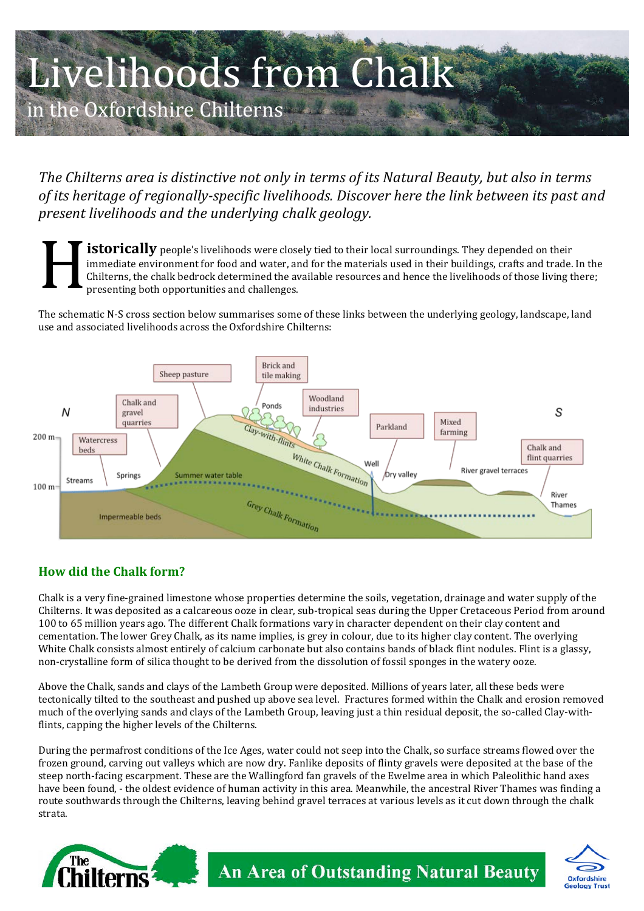# Livelihoods from Chalk

## in the Oxfordshire Chilterns

*The Chilterns area is distinctive not only in terms of its Natural Beauty, but also in terms of its heritage of regionally-specific livelihoods. Discover here the link between its past and present livelihoods and the underlying chalk geology.*

**Historically** people's livelihoods were closely tied to their local surroundings. They depended on their immediate environment for food and water, and for the materials used in their buildings, crafts and trade. In the Chilterns, the chalk bedrock determined the available resources and hence the livelihoods of those living there; presenting both opportunities and challenges.

The schematic N-S cross section below summarises some of these links between the underlying geology, landscape, land use and associated livelihoods across the Oxfordshire Chilterns:

### How did the Chalk form?

Chalk is a very fine-grained limestone whose properties determine the soils, vegetation, drainage and water supply of the Chilterns. It was deposited as a calcareous ooze in clear, sub-tropical seas during the Upper Cretaceous Period from around 100 to 65 million years ago. The different Chalk formations vary in character dependent on their clay content and cementation. The lower Grey Chalk, as its name implies, is grey in colour, due to its higher clay content. The overlying White Chalk consists almost entirely of calcium carbonate but also contains bands of black flint nodules. Flint is a glassy, non-crystalline form of silica thought to be derived from the dissolution of fossil sponges in the watery ooze.

Above the Chalk, sands and clays of the Lambeth Group were deposited. Millions of years later, all these beds were tectonically tilted to the southeast and pushed up above sea level. Fractures formed within the Chalk and erosion removed much of the overlying sands and clays of the Lambeth Group, leaving just a thin residual deposit, the so-called Clay-with-flints, capping the higher levels of the Chilterns.

During the permafrost conditions of the Ice Ages, water could not seep into the Chalk, so surface streams flowed over the frozen ground, carving out valleys which are now dry. Fanlike deposits of flinty gravels were deposited at the base of the steep north-facing escarpment. These are the Wallingford fan gravels of the Ewelme area in which Paleolithic hand axes have been found, - the oldest evidence of human activity in this area. Meanwhile, the ancestral River Thames was finding a route southwards through the Chilterns, leaving behind gravel terraces at various levels as it cut down through the chalk strata.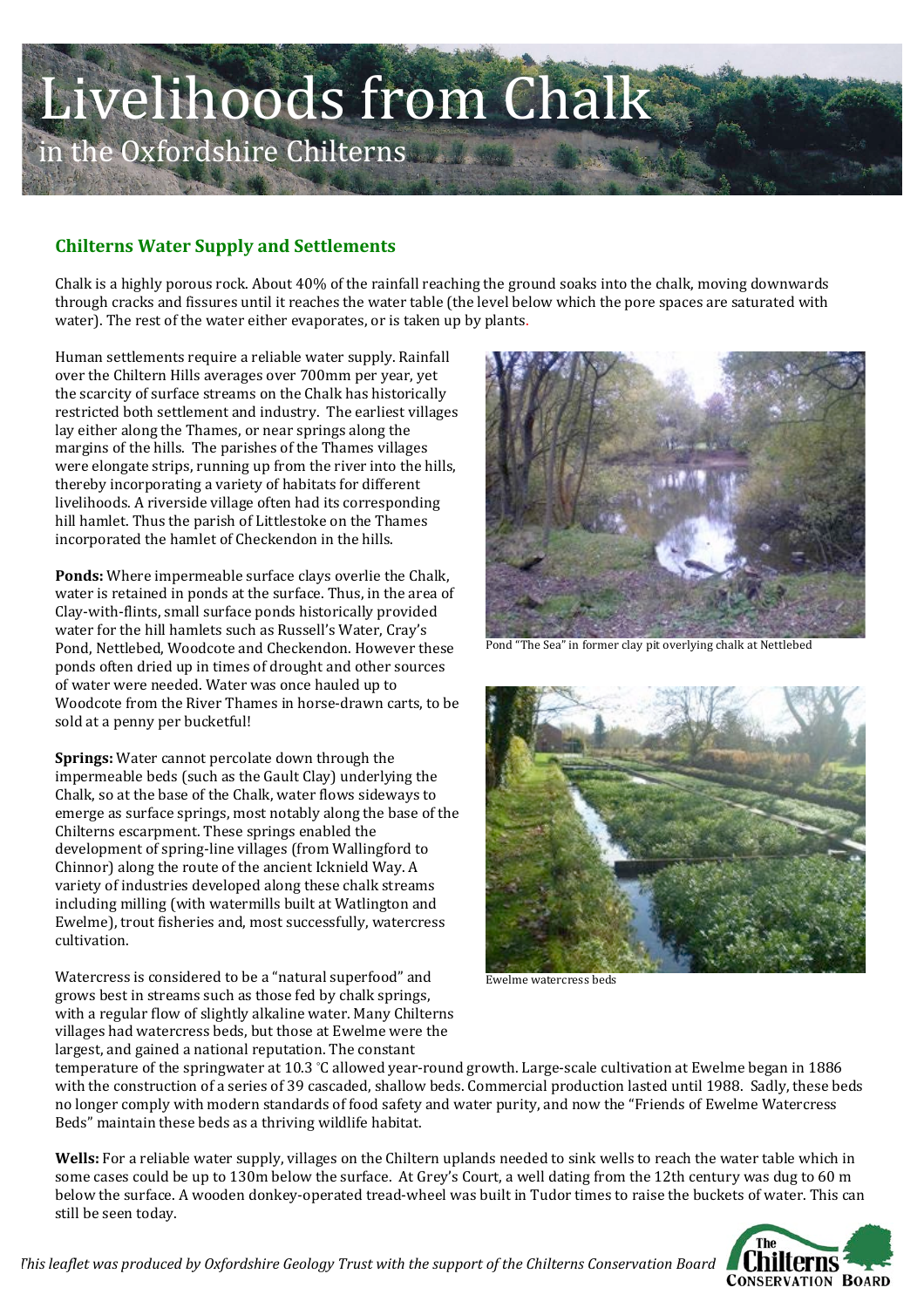# Livelihoods from Chalk

in the Oxfordshire Chilterns

## Chilterns Water Supply and Settlements

Chalk is a highly porous rock. About 40% of the rainfall reaching the ground soaks into the chalk, moving downwards through cracks and fissures until it reaches the water table (the level below which the pore spaces are saturated with water). The rest of the water either evaporates, or is taken up by plants.

Human settlements require a reliable water supply. Rainfall over the Chiltern Hills averages over 700mm per year, yet the scarcity of surface streams on the Chalk has historically restricted both settlement and industry. The earliest villages lay either along the Thames, or near springs along the margins of the hills. The parishes of the Thames villages were elongate strips, running up from the river into the hills, thereby incorporating a variety of habitats for different livelihoods. A riverside village often had its corresponding hill hamlet. Thus the parish of Littlestoke on the Thames incorporated the hamlet of Checkendon in the hills.

**Ponds:** Where impermeable surface clays overlie the Chalk, water is retained in ponds at the surface. Thus, in the area of Clay-with-flints, small surface ponds historically provided water for the hill hamlets such as Russell's Water, Cray's Pond, Nettlebed, Woodcote and Checkendon. However these ponds often dried up in times of drought and other sources of water were needed. Water was once hauled up to Woodcote from the River Thames in horse-drawn carts, to be sold at a penny per bucketful!

Pond "The Sea" in former clay pit overlying chalk at Nettlebed

**Springs:** Water cannot percolate down through the impermeable beds (such as the Gault Clay) underlying the Chalk, so at the base of the Chalk, water flows sideways to emerge as surface springs, most notably along the base of the Chilterns escarpment. These springs enabled the development of spring-line villages (from Wallingford to Chinnor) along the route of the ancient Icknield Way. A variety of industries developed along these chalk streams including milling (with watermills built at Watlington and Ewelme), trout fisheries and, most successfully, watercress cultivation.

Ewelme watercress beds

Watercress is considered to be a "natural superfood" and grows best in streams such as those fed by chalk springs, with a regular flow of slightly alkaline water. Many Chilterns villages had watercress beds, but those at Ewelme were the largest, and gained a national reputation. The constant temperature of the springwater at 10.3 °C allowed year-round growth. Large-scale cultivation at Ewelme began in 1886 with the construction of a series of 39 cascaded, shallow beds. Commercial production lasted until 1988. Sadly, these beds no longer comply with modern standards of food safety and water purity, and now the "Friends of Ewelme Watercress Beds" maintain these beds as a thriving wildlife habitat.

**Wells:** For a reliable water supply, villages on the Chiltern uplands needed to sink wells to reach the water table which in some cases could be up to 130m below the surface. At Grey's Court, a well dating from the 12th century was dug to 60 m below the surface. A wooden donkey-operated tread-wheel was built in Tudor times to raise the buckets of water. This can still be seen today.

*This leaflet was produced by Oxfordshire Geology Trust with the support of the Chilterns Conservation Board*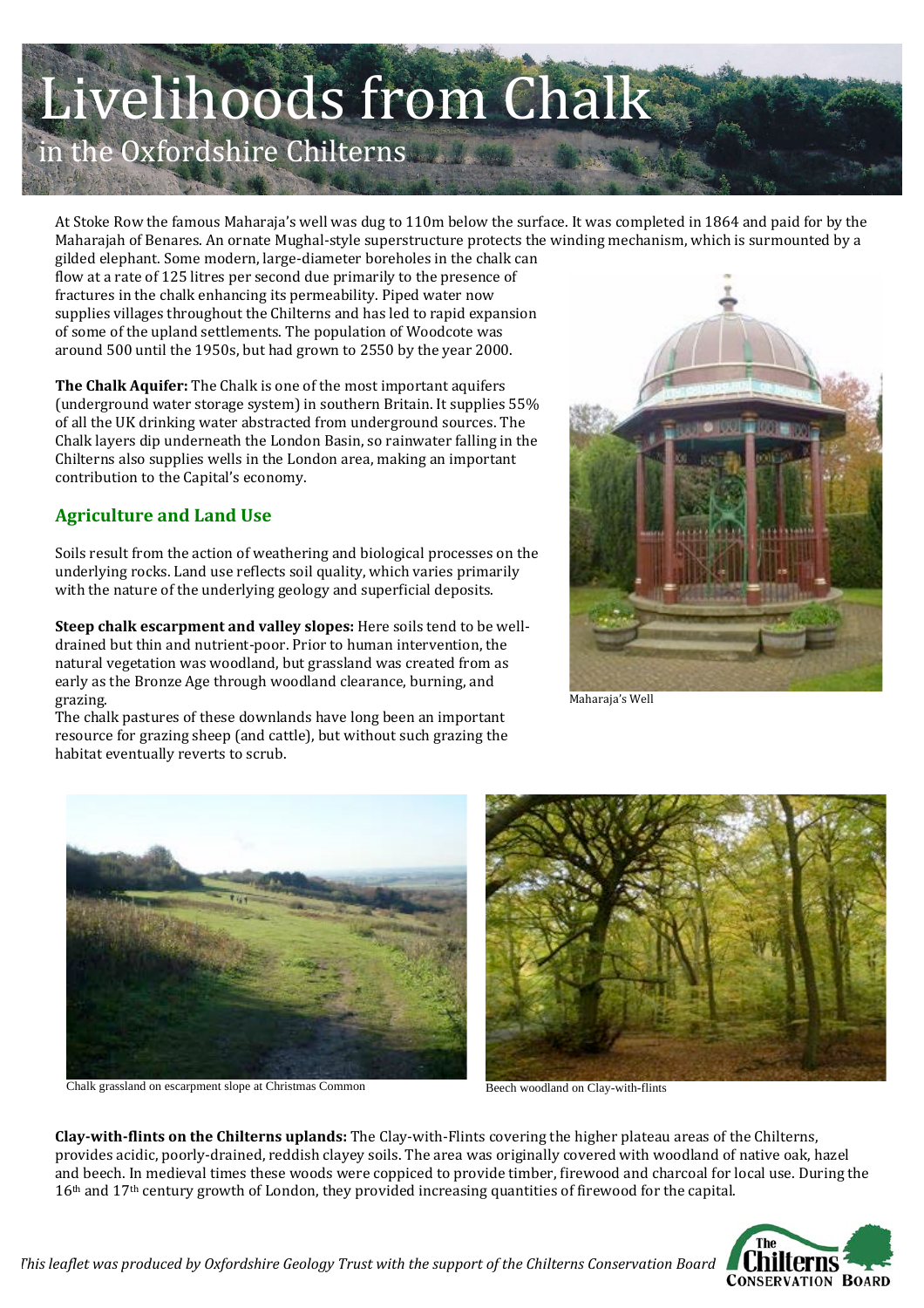# Livelihoods from Chalk

## in the Oxfordshire Chilterns

At Stoke Row the famous Maharaja's well was dug to 110m below the surface. It was completed in 1864 and paid for by the Maharajah of Benares. An ornate Mughal-style superstructure protects the winding mechanism, which is surmounted by a gilded elephant. Some modern, large-diameter boreholes in the chalk can flow at a rate of 125 litres per second due primarily to the presence of fractures in the chalk enhancing its permeability. Piped water now supplies villages throughout the Chilterns and has led to rapid expansion of some of the upland settlements. The population of Woodcote was around 500 until the 1950s, but had grown to 2550 by the year 2000.

**The Chalk Aquifer:** The Chalk is one of the most important aquifers (underground water storage system) in southern Britain. It supplies 55% of all the UK drinking water abstracted from underground sources. The Chalk layers dip underneath the London Basin, so rainwater falling in the Chilterns also supplies wells in the London area, making an important contribution to the Capital's economy.

Maharaja's Well

### Agriculture and Land Use

Soils result from the action of weathering and biological processes on the underlying rocks. Land use reflects soil quality, which varies primarily with the nature of the underlying geology and superficial deposits.

**Steep chalk escarpment and valley slopes:** Here soils tend to be well-drained but thin and nutrient-poor. Prior to human intervention, the natural vegetation was woodland, but grassland was created from as early as the Bronze Age through woodland clearance, burning, and grazing.
The chalk pastures of these downlands have long been an important resource for grazing sheep (and cattle), but without such grazing the habitat eventually reverts to scrub.

Chalk grassland on escarpment slope at Christmas Common

Beech woodland on Clay-with-flints

**Clay-with-flints on the Chilterns uplands:** The Clay-with-Flints covering the higher plateau areas of the Chilterns, provides acidic, poorly-drained, reddish clayey soils. The area was originally covered with woodland of native oak, hazel and beech. In medieval times these woods were coppiced to provide timber, firewood and charcoal for local use. During the 16th and 17th century growth of London, they provided increasing quantities of firewood for the capital.

*This leaflet was produced by Oxfordshire Geology Trust with the support of the Chilterns Conservation Board*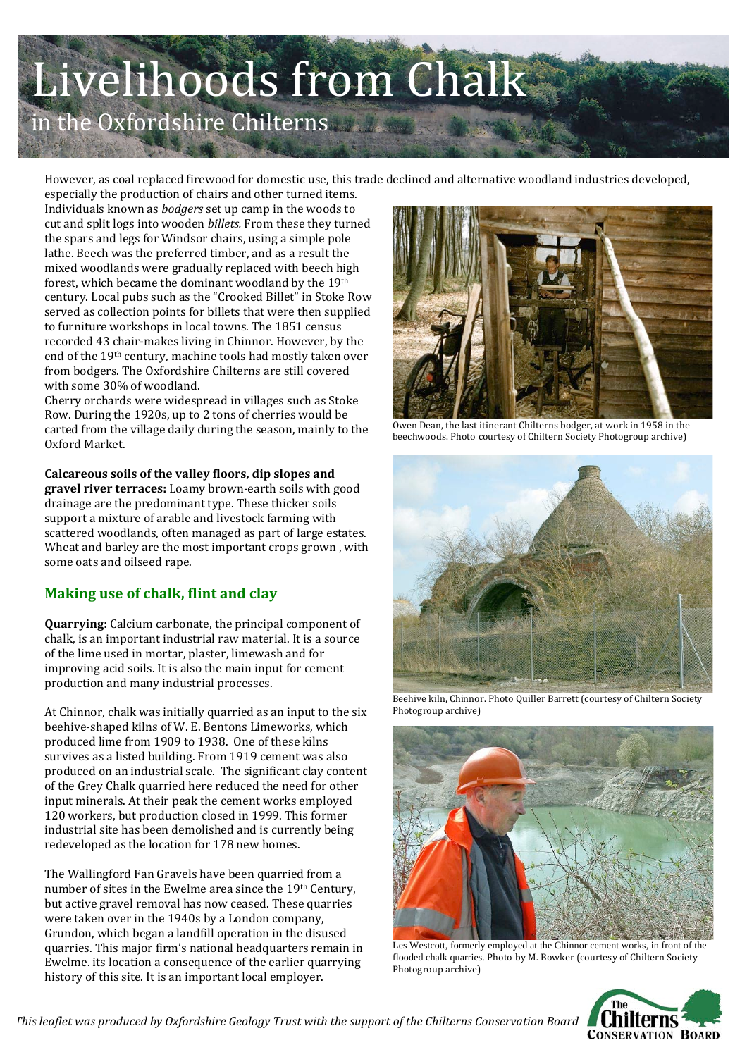# Livelihoods from Chalk

## in the Oxfordshire Chilterns

However, as coal replaced firewood for domestic use, this trade declined and alternative woodland industries developed, especially the production of chairs and other turned items. Individuals known as *bodgers* set up camp in the woods to cut and split logs into wooden *billets.* From these they turned the spars and legs for Windsor chairs, using a simple pole lathe. Beech was the preferred timber, and as a result the mixed woodlands were gradually replaced with beech high forest, which became the dominant woodland by the 19th century. Local pubs such as the "Crooked Billet" in Stoke Row served as collection points for billets that were then supplied to furniture workshops in local towns. The 1851 census recorded 43 chair-makes living in Chinnor. However, by the end of the 19th century, machine tools had mostly taken over from bodgers. The Oxfordshire Chilterns are still covered with some 30% of woodland.

Cherry orchards were widespread in villages such as Stoke Row. During the 1920s, up to 2 tons of cherries would be carted from the village daily during the season, mainly to the Oxford Market.

Owen Dean, the last itinerant Chilterns bodger, at work in 1958 in the beechwoods. Photo courtesy of Chiltern Society Photogroup archive)

**Calcareous soils of the valley floors, dip slopes and gravel river terraces:** Loamy brown-earth soils with good drainage are the predominant type. These thicker soils support a mixture of arable and livestock farming with scattered woodlands, often managed as part of large estates. Wheat and barley are the most important crops grown , with some oats and oilseed rape.

## Making use of chalk, flint and clay

**Quarrying:** Calcium carbonate, the principal component of chalk, is an important industrial raw material. It is a source of the lime used in mortar, plaster, limewash and for improving acid soils. It is also the main input for cement production and many industrial processes.

At Chinnor, chalk was initially quarried as an input to the six beehive-shaped kilns of W. E. Bentons Limeworks, which produced lime from 1909 to 1938. One of these kilns survives as a listed building. From 1919 cement was also produced on an industrial scale. The significant clay content of the Grey Chalk quarried here reduced the need for other input minerals. At their peak the cement works employed 120 workers, but production closed in 1999. This former industrial site has been demolished and is currently being redeveloped as the location for 178 new homes.

Beehive kiln, Chinnor. Photo Quiller Barrett (courtesy of Chiltern Society Photogroup archive)

The Wallingford Fan Gravels have been quarried from a number of sites in the Ewelme area since the 19th Century, but active gravel removal has now ceased. These quarries were taken over in the 1940s by a London company, Grundon, which began a landfill operation in the disused quarries. This major firm's national headquarters remain in Ewelme. its location a consequence of the earlier quarrying history of this site. It is an important local employer.

Les Westcott, formerly employed at the Chinnor cement works, in front of the flooded chalk quarries. Photo by M. Bowker (courtesy of Chiltern Society Photogroup archive)

*This leaflet was produced by Oxfordshire Geology Trust with the support of the Chilterns Conservation Board*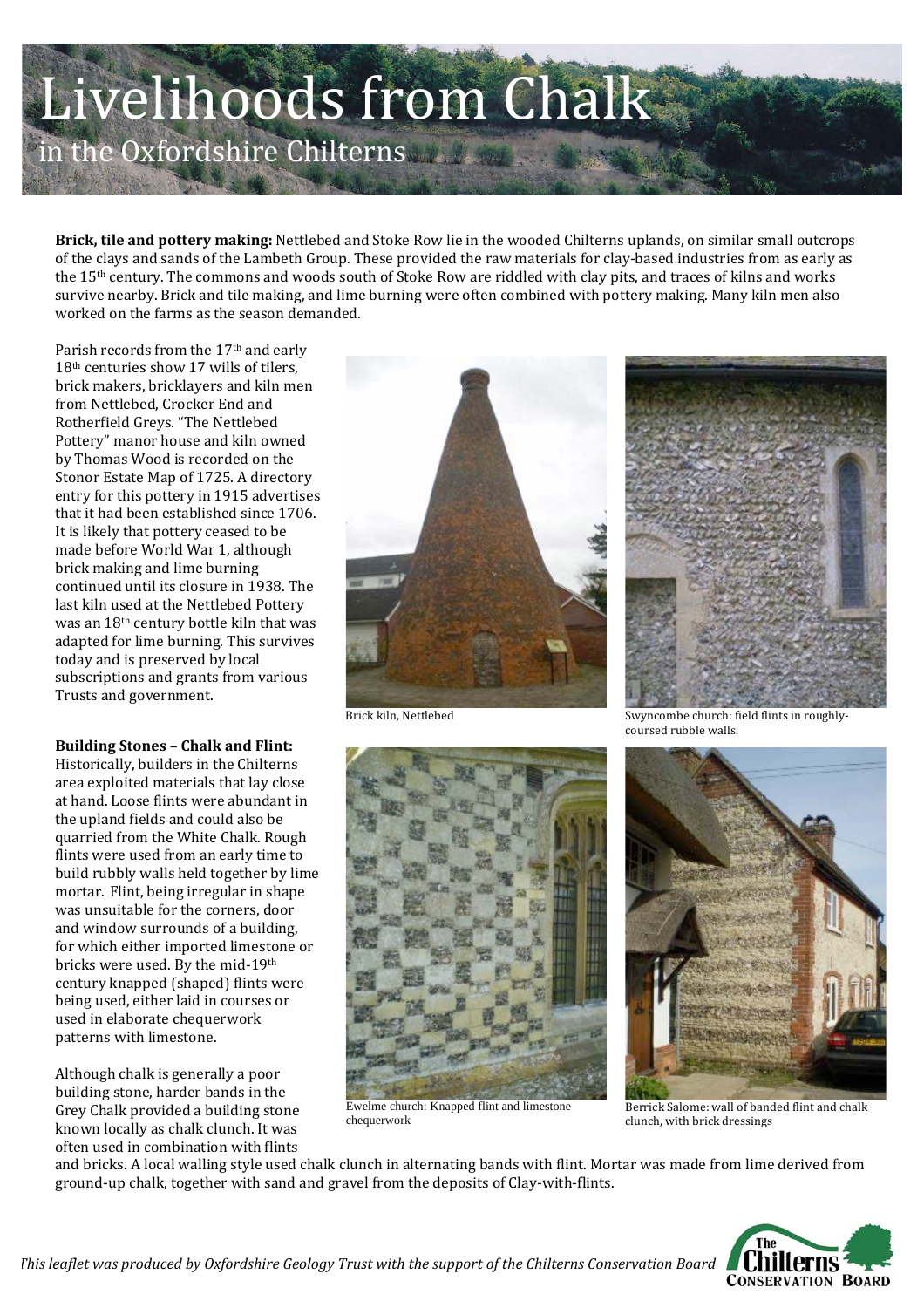# Livelihoods from Chalk

## in the Oxfordshire Chilterns

**Brick, tile and pottery making:** Nettlebed and Stoke Row lie in the wooded Chilterns uplands, on similar small outcrops of the clays and sands of the Lambeth Group. These provided the raw materials for clay-based industries from as early as the 15th century. The commons and woods south of Stoke Row are riddled with clay pits, and traces of kilns and works survive nearby. Brick and tile making, and lime burning were often combined with pottery making. Many kiln men also worked on the farms as the season demanded.

Parish records from the 17th and early 18th centuries show 17 wills of tilers, brick makers, bricklayers and kiln men from Nettlebed, Crocker End and Rotherfield Greys. "The Nettlebed Pottery" manor house and kiln owned by Thomas Wood is recorded on the Stonor Estate Map of 1725. A directory entry for this pottery in 1915 advertises that it had been established since 1706. It is likely that pottery ceased to be made before World War 1, although brick making and lime burning continued until its closure in 1938. The last kiln used at the Nettlebed Pottery was an 18th century bottle kiln that was adapted for lime burning. This survives today and is preserved by local subscriptions and grants from various Trusts and government.

Brick kiln, Nettlebed

Swyncombe church: field flints in roughly-coursed rubble walls.

**Building Stones – Chalk and Flint:** Historically, builders in the Chilterns area exploited materials that lay close at hand. Loose flints were abundant in the upland fields and could also be quarried from the White Chalk. Rough flints were used from an early time to build rubbly walls held together by lime mortar. Flint, being irregular in shape was unsuitable for the corners, door and window surrounds of a building, for which either imported limestone or bricks were used. By the mid-19th century knapped (shaped) flints were being used, either laid in courses or used in elaborate chequerwork patterns with limestone.

Although chalk is generally a poor building stone, harder bands in the Grey Chalk provided a building stone known locally as chalk clunch. It was often used in combination with flints and bricks. A local walling style used chalk clunch in alternating bands with flint. Mortar was made from lime derived from ground-up chalk, together with sand and gravel from the deposits of Clay-with-flints.

Ewelme church: Knapped flint and limestone chequerwork

Berrick Salome: wall of banded flint and chalk clunch, with brick dressings

*This leaflet was produced by Oxfordshire Geology Trust with the support of the Chilterns Conservation Board*